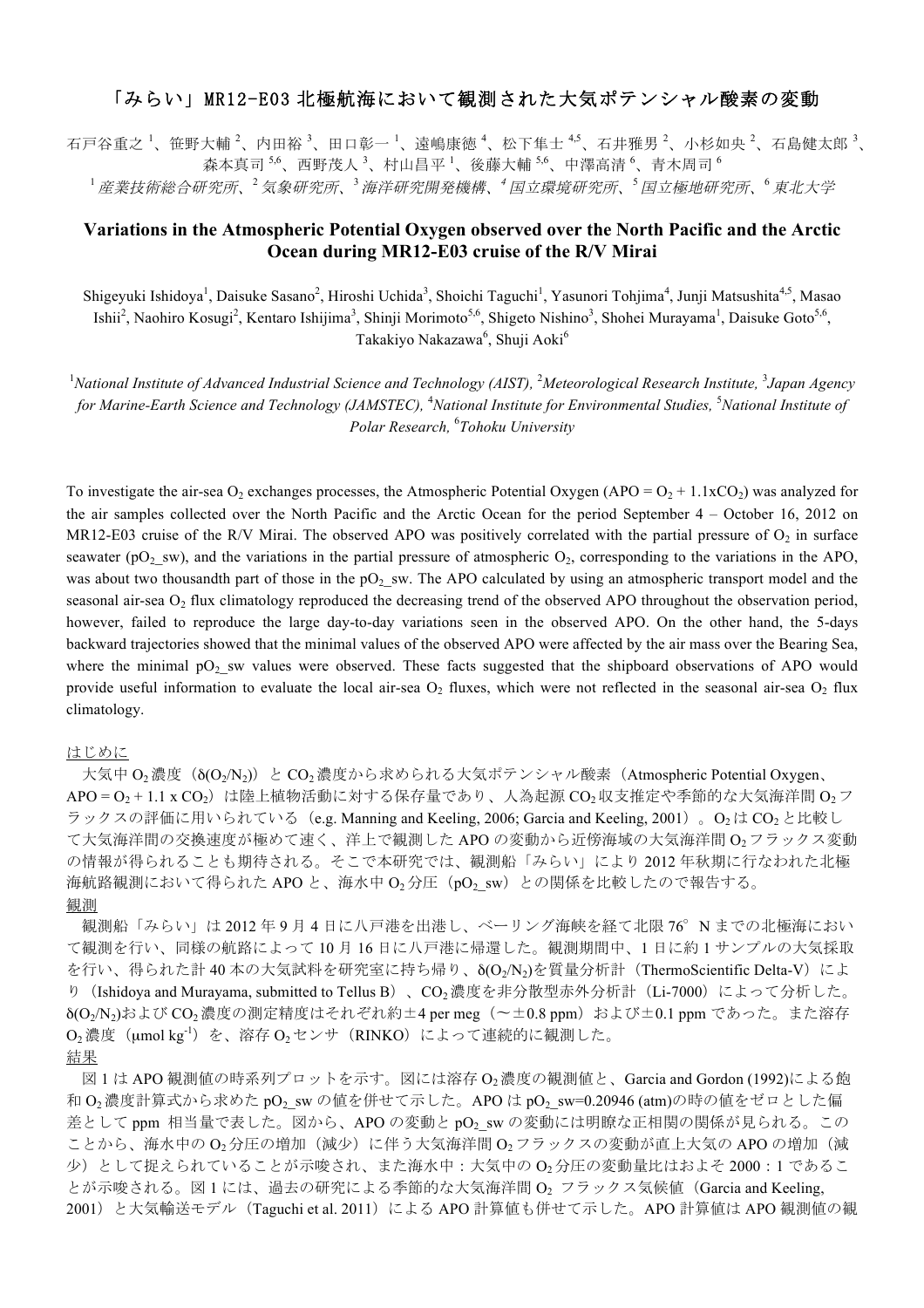# 「みらい」MR12-E03 北極航海において観測された大気ポテンシャル酸素の変動

石戸谷重之[1]、笹野大輔[2]、内田裕[3]、田口彰一[1]、遠嶋康徳[4]、松下隼士[4,5]、石井雅男[2]、小杉如央[2]、石島健太郎[3]、森本真司[5,6]、西野茂人[3]、村山昌平[1]、後藤大輔[5,6]、中澤高清[6]、青木周司[6]

[1] *産業技術総合研究所*、[2] *気象研究所*、[3] *海洋研究開発機構*、[4] *国立環境研究所*、[5] *国立極地研究所*、[6] *東北大学*

## Variations in the Atmospheric Potential Oxygen observed over the North Pacific and the Arctic Ocean during MR12-E03 cruise of the R/V Mirai

Shigeyuki Ishidoya[1], Daisuke Sasano[2], Hiroshi Uchida[3], Shoichi Taguchi[1], Yasunori Tohjima[4], Junji Matsushita[4,5], Masao Ishii[2], Naohiro Kosugi[2], Kentaro Ishijima[3], Shinji Morimoto[5,6], Shigeto Nishino[3], Shohei Murayama[1], Daisuke Goto[5,6], Takakiyo Nakazawa[6], Shuji Aoki[6]

[1] *National Institute of Advanced Industrial Science and Technology (AIST),* [2] *Meteorological Research Institute,* [3] *Japan Agency for Marine-Earth Science and Technology (JAMSTEC),* [4] *National Institute for Environmental Studies,* [5] *National Institute of Polar Research,* [6] *Tohoku University*

To investigate the air-sea $O_2$ exchanges processes, the Atmospheric Potential Oxygen (APO = $O_2$ + 1.1x$CO_2$) was analyzed for the air samples collected over the North Pacific and the Arctic Ocean for the period September 4 – October 16, 2012 on MR12-E03 cruise of the R/V Mirai. The observed APO was positively correlated with the partial pressure of $O_2$ in surface seawater ($pO_2$_sw), and the variations in the partial pressure of atmospheric $O_2$, corresponding to the variations in the APO, was about two thousandth part of those in the $pO_2$_sw. The APO calculated by using an atmospheric transport model and the seasonal air-sea $O_2$ flux climatology reproduced the decreasing trend of the observed APO throughout the observation period, however, failed to reproduce the large day-to-day variations seen in the observed APO. On the other hand, the 5-days backward trajectories showed that the minimal values of the observed APO were affected by the air mass over the Bearing Sea, where the minimal $pO_2$_sw values were observed. These facts suggested that the shipboard observations of APO would provide useful information to evaluate the local air-sea $O_2$ fluxes, which were not reflected in the seasonal air-sea $O_2$ flux climatology.

### はじめに

大気中 $O_2$ 濃度（$\delta(O_2/N_2)$）と $CO_2$ 濃度から求められる大気ポテンシャル酸素（Atmospheric Potential Oxygen、APO = $O_2$ + 1.1 x $CO_2$）は陸上植物活動に対する保存量であり、人為起源 $CO_2$ 収支推定や季節的な大気海洋間 $O_2$ フラックスの評価に用いられている（e.g. Manning and Keeling, 2006; Garcia and Keeling, 2001）。$O_2$ は $CO_2$ と比較して大気海洋間の交換速度が極めて速く、洋上で観測した APO の変動から近傍海域の大気海洋間 $O_2$ フラックス変動の情報が得られることも期待される。そこで本研究では、観測船「みらい」により 2012 年秋期に行なわれた北極海航路観測において得られた APO と、海水中 $O_2$ 分圧（$pO_2$_sw）との関係を比較したので報告する。

### 観測

観測船「みらい」は 2012 年 9 月 4 日に八戸港を出港し、ベーリング海峡を経て北限 76° N までの北極海において観測を行い、同様の航路によって 10 月 16 日に八戸港に帰還した。観測期間中、1 日に約 1 サンプルの大気採取を行い、得られた計 40 本の大気試料を研究室に持ち帰り、$\delta(O_2/N_2)$を質量分析計（ThermoScientific Delta-V）により（Ishidoya and Murayama, submitted to Tellus B）、$CO_2$ 濃度を非分散型赤外分析計（Li-7000）によって分析した。$\delta(O_2/N_2)$および $CO_2$ 濃度の測定精度はそれぞれ約±4 per meg（〜±0.8 ppm）および±0.1 ppm であった。また溶存 $O_2$ 濃度（μmol $kg^{-1}$）を、溶存 $O_2$ センサ（RINKO）によって連続的に観測した。

### 結果

図 1 は APO 観測値の時系列プロットを示す。図には溶存 $O_2$ 濃度の観測値と、Garcia and Gordon (1992)による飽和 $O_2$ 濃度計算式から求めた $pO_2$_sw の値を併せて示した。APO は $pO_2$_sw=0.20946 (atm)の時の値をゼロとした偏差として ppm 相当量で表した。図から、APO の変動と $pO_2$_sw の変動には明瞭な正相関の関係が見られる。このことから、海水中の $O_2$ 分圧の増加（減少）に伴う大気海洋間 $O_2$ フラックスの変動が直上大気の APO の増加（減少）として捉えられていることが示唆され、また海水中：大気中の $O_2$ 分圧の変動量比はおよそ 2000：1 であることが示唆される。図 1 には、過去の研究による季節的な大気海洋間 $O_2$ フラックス気候値（Garcia and Keeling, 2001）と大気輸送モデル（Taguchi et al. 2011）による APO 計算値も併せて示した。APO 計算値は APO 観測値の観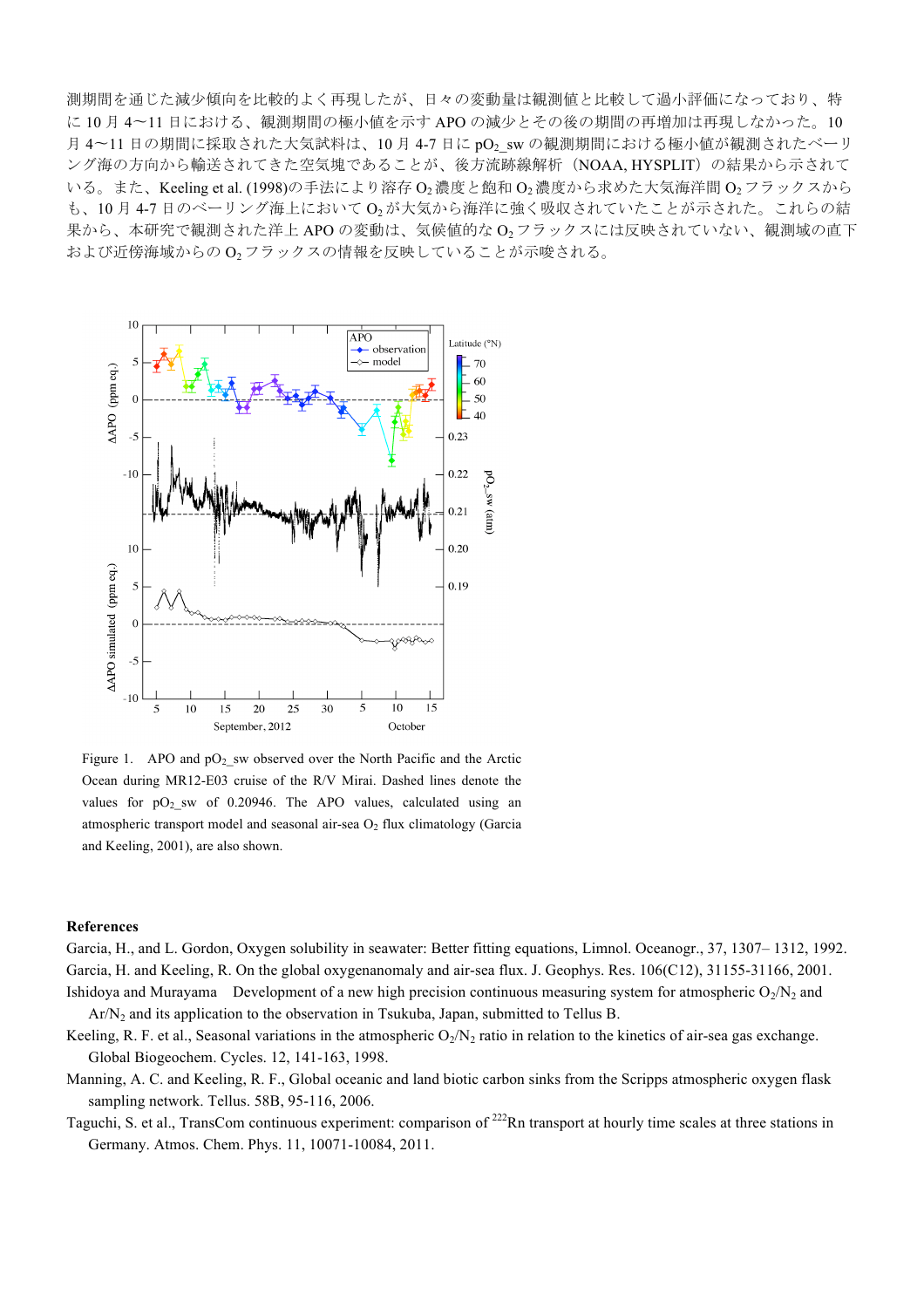測期間を通じた減少傾向を比較的よく再現したが、日々の変動量は観測値と比較して過小評価になっており、特に 10 月 4〜11 日における、観測期間の極小値を示す APO の減少とその後の期間の再増加は再現しなかった。10 月 4〜11 日の期間に採取された大気試料は、10 月 4-7 日に $pO_2$_sw の観測期間における極小値が観測されたベーリング海の方向から輸送されてきた空気塊であることが、後方流跡線解析（NOAA, HYSPLIT）の結果から示されている。また、Keeling et al. (1998)の手法により溶存 $O_2$ 濃度と飽和 $O_2$ 濃度から求めた大気海洋間 $O_2$ フラックスからも、10 月 4-7 日のベーリング海上において $O_2$ が大気から海洋に強く吸収されていたことが示された。これらの結果から、本研究で観測された洋上 APO の変動は、気候値的な $O_2$ フラックスには反映されていない、観測域の直下および近傍海域からの $O_2$ フラックスの情報を反映していることが示唆される。

APO
observation
model
Latitude (°N)
70
60
50
40
ΔAPO (ppm eq.)
10
5
0
-5
-10
$pO_2$_sw (atm)
0.23
0.22
0.21
0.20
0.19
ΔAPO simulated (ppm eq.)
10
5
0
-5
-10
5 10 15 20 25 30 5 10 15
September, 2012
October

Figure 1. APO and $pO_2$_sw observed over the North Pacific and the Arctic Ocean during MR12-E03 cruise of the R/V Mirai. Dashed lines denote the values for $pO_2$_sw of 0.20946. The APO values, calculated using an atmospheric transport model and seasonal air-sea $O_2$ flux climatology (Garcia and Keeling, 2001), are also shown.

**References**

Garcia, H., and L. Gordon, Oxygen solubility in seawater: Better fitting equations, Limnol. Oceanogr., 37, 1307– 1312, 1992.

Garcia, H. and Keeling, R. On the global oxygenanomaly and air-sea flux. J. Geophys. Res. 106(C12), 31155-31166, 2001.

Ishidoya and Murayama Development of a new high precision continuous measuring system for atmospheric $O_2/N_2$ and $Ar/N_2$ and its application to the observation in Tsukuba, Japan, submitted to Tellus B.

Keeling, R. F. et al., Seasonal variations in the atmospheric $O_2/N_2$ ratio in relation to the kinetics of air-sea gas exchange. Global Biogeochem. Cycles. 12, 141-163, 1998.

Manning, A. C. and Keeling, R. F., Global oceanic and land biotic carbon sinks from the Scripps atmospheric oxygen flask sampling network. Tellus. 58B, 95-116, 2006.

Taguchi, S. et al., TransCom continuous experiment: comparison of $^{222}Rn$ transport at hourly time scales at three stations in Germany. Atmos. Chem. Phys. 11, 10071-10084, 2011.